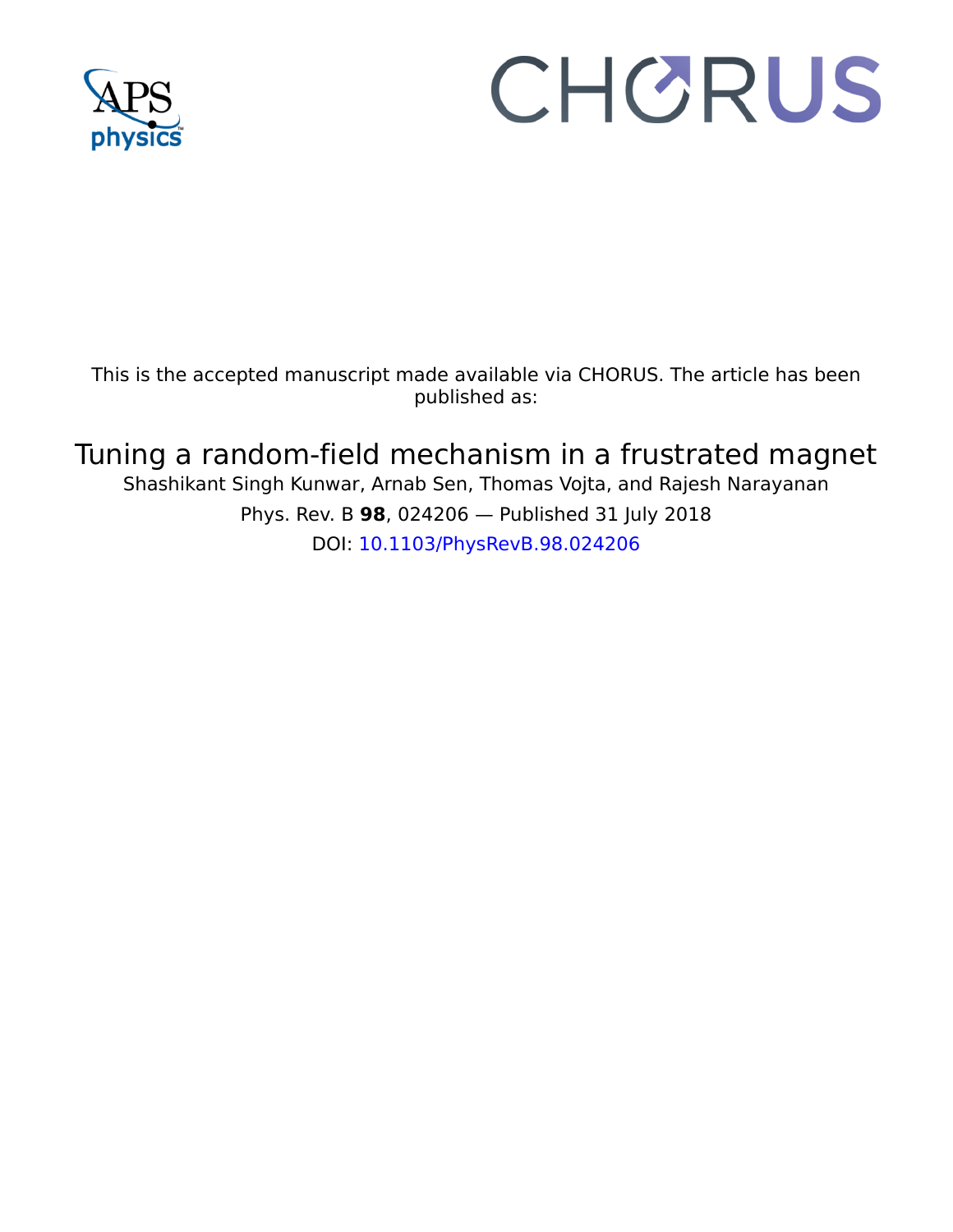This is the accepted manuscript made available via CHORUS. The article has been published as:

# Tuning a random-field mechanism in a frustrated magnet

Shashikant Singh Kunwar, Arnab Sen, Thomas Vojta, and Rajesh Narayanan

Phys. Rev. B **98**, 024206 — Published 31 July 2018

DOI: 10.1103/PhysRevB.98.024206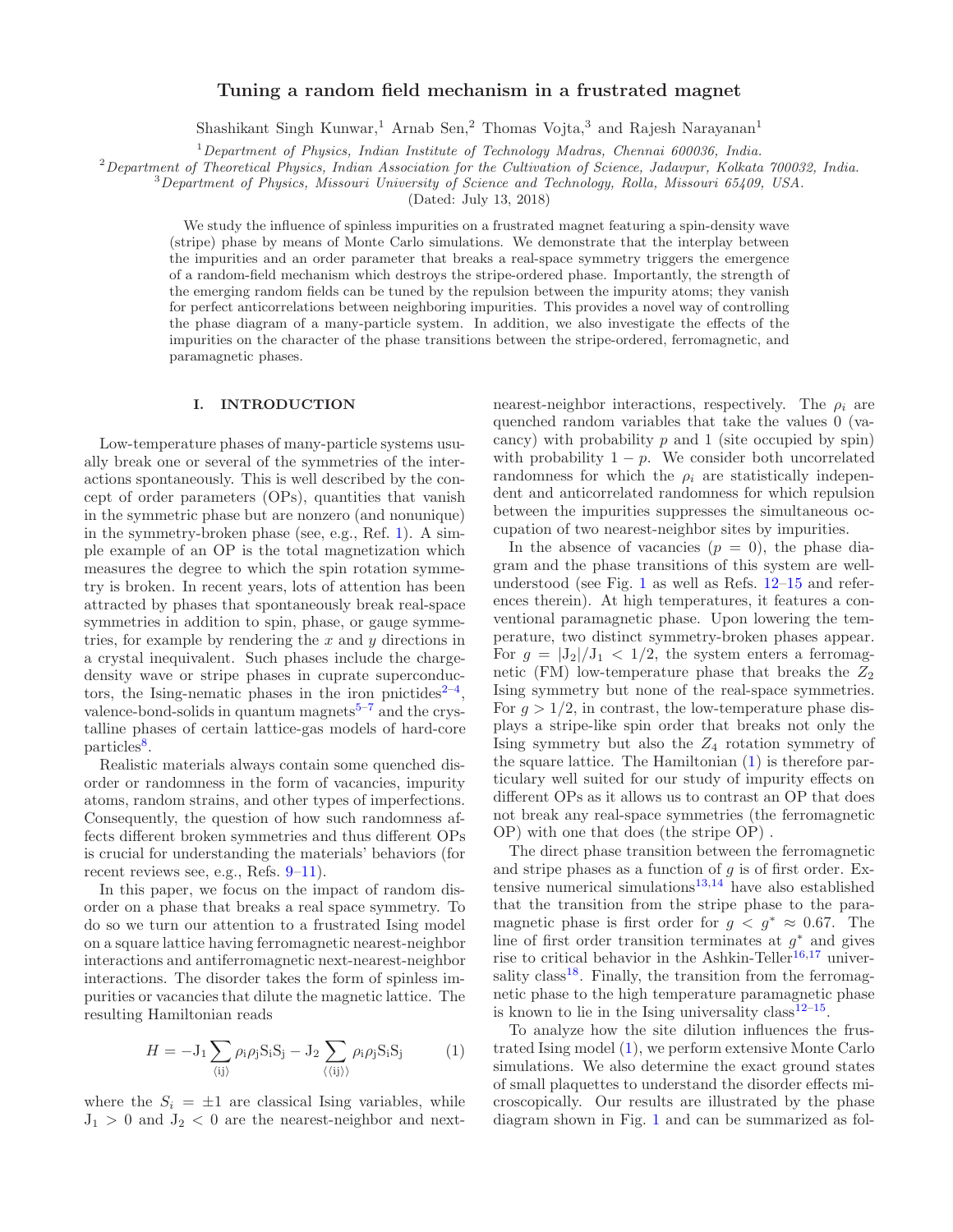# Tuning a random field mechanism in a frustrated magnet

Shashikant Singh Kunwar,[1] Arnab Sen,[2] Thomas Vojta,[3] and Rajesh Narayanan[1]

[1] *Department of Physics, Indian Institute of Technology Madras, Chennai 600036, India.*
[2] *Department of Theoretical Physics, Indian Association for the Cultivation of Science, Jadavpur, Kolkata 700032, India.*
[3] *Department of Physics, Missouri University of Science and Technology, Rolla, Missouri 65409, USA.*

(Dated: July 13, 2018)

We study the influence of spinless impurities on a frustrated magnet featuring a spin-density wave (stripe) phase by means of Monte Carlo simulations. We demonstrate that the interplay between the impurities and an order parameter that breaks a real-space symmetry triggers the emergence of a random-field mechanism which destroys the stripe-ordered phase. Importantly, the strength of the emerging random fields can be tuned by the repulsion between the impurity atoms; they vanish for perfect anticorrelations between neighboring impurities. This provides a novel way of controlling the phase diagram of a many-particle system. In addition, we also investigate the effects of the impurities on the character of the phase transitions between the stripe-ordered, ferromagnetic, and paramagnetic phases.

## I. INTRODUCTION

Low-temperature phases of many-particle systems usually break one or several of the symmetries of the interactions spontaneously. This is well described by the concept of order parameters (OPs), quantities that vanish in the symmetric phase but are nonzero (and nonunique) in the symmetry-broken phase (see, e.g., Ref. [1]). A simple example of an OP is the total magnetization which measures the degree to which the spin rotation symmetry is broken. In recent years, lots of attention has been attracted by phases that spontaneously break real-space symmetries in addition to spin, phase, or gauge symmetries, for example by rendering the $x$ and $y$ directions in a crystal inequivalent. Such phases include the charge-density wave or stripe phases in cuprate superconductors, the Ising-nematic phases in the iron pnictides[2–4], valence-bond-solids in quantum magnets[5–7] and the crystalline phases of certain lattice-gas models of hard-core particles[8].

Realistic materials always contain some quenched disorder or randomness in the form of vacancies, impurity atoms, random strains, and other types of imperfections. Consequently, the question of how such randomness affects different broken symmetries and thus different OPs is crucial for understanding the materials' behaviors (for recent reviews see, e.g., Refs. [9–11]).

In this paper, we focus on the impact of random disorder on a phase that breaks a real space symmetry. To do so we turn our attention to a frustrated Ising model on a square lattice having ferromagnetic nearest-neighbor interactions and antiferromagnetic next-nearest-neighbor interactions. The disorder takes the form of spinless impurities or vacancies that dilute the magnetic lattice. The resulting Hamiltonian reads

$$H = -J_1 \sum_{\langle ij \rangle} \rho_i \rho_j S_i S_j - J_2 \sum_{\langle\langle ij \rangle\rangle} \rho_i \rho_j S_i S_j \tag{1}$$

where the $S_i = \pm 1$ are classical Ising variables, while $J_1 > 0$ and $J_2 < 0$ are the nearest-neighbor and next-nearest-neighbor interactions, respectively. The $\rho_i$ are quenched random variables that take the values 0 (vacancy) with probability $p$ and 1 (site occupied by spin) with probability $1 - p$. We consider both uncorrelated randomness for which the $\rho_i$ are statistically independent and anticorrelated randomness for which repulsion between the impurities suppresses the simultaneous occupation of two nearest-neighbor sites by impurities.

In the absence of vacancies ($p = 0$), the phase diagram and the phase transitions of this system are well-understood (see Fig. 1 as well as Refs. [12–15] and references therein). At high temperatures, it features a conventional paramagnetic phase. Upon lowering the temperature, two distinct symmetry-broken phases appear. For $g = |J_2|/J_1 < 1/2$, the system enters a ferromagnetic (FM) low-temperature phase that breaks the $Z_2$ Ising symmetry but none of the real-space symmetries. For $g > 1/2$, in contrast, the low-temperature phase displays a stripe-like spin order that breaks not only the Ising symmetry but also the $Z_4$ rotation symmetry of the square lattice. The Hamiltonian (1) is therefore particulary well suited for our study of impurity effects on different OPs as it allows us to contrast an OP that does not break any real-space symmetries (the ferromagnetic OP) with one that does (the stripe OP) .

The direct phase transition between the ferromagnetic and stripe phases as a function of $g$ is of first order. Extensive numerical simulations[13,14] have also established that the transition from the stripe phase to the paramagnetic phase is first order for $g < g^* \approx 0.67$. The line of first order transition terminates at $g^*$ and gives rise to critical behavior in the Ashkin-Teller[16,17] universality class[18]. Finally, the transition from the ferromagnetic phase to the high temperature paramagnetic phase is known to lie in the Ising universality class[12–15].

To analyze how the site dilution influences the frustrated Ising model (1), we perform extensive Monte Carlo simulations. We also determine the exact ground states of small plaquettes to understand the disorder effects microscopically. Our results are illustrated by the phase diagram shown in Fig. 1 and can be summarized as fol-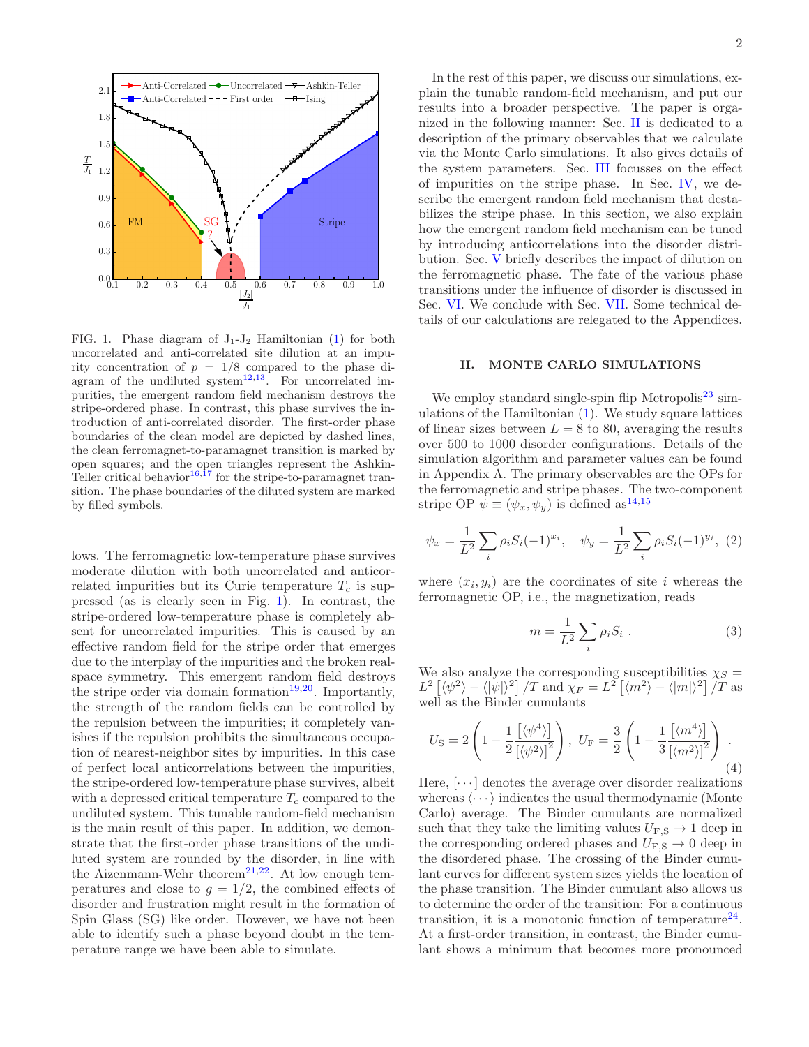FIG. 1. Phase diagram of $J_1$-$J_2$ Hamiltonian (1) for both uncorrelated and anti-correlated site dilution at an impurity concentration of $p = 1/8$ compared to the phase diagram of the undiluted system[12,13]. For uncorrelated impurities, the emergent random field mechanism destroys the stripe-ordered phase. In contrast, this phase survives the introduction of anti-correlated disorder. The first-order phase boundaries of the clean model are depicted by dashed lines, the clean ferromagnet-to-paramagnet transition is marked by open squares; and the open triangles represent the Ashkin-Teller critical behavior[16,17] for the stripe-to-paramagnet transition. The phase boundaries of the diluted system are marked by filled symbols.

lows. The ferromagnetic low-temperature phase survives moderate dilution with both uncorrelated and anticorrelated impurities but its Curie temperature $T_c$ is suppressed (as is clearly seen in Fig. 1). In contrast, the stripe-ordered low-temperature phase is completely absent for uncorrelated impurities. This is caused by an effective random field for the stripe order that emerges due to the interplay of the impurities and the broken real-space symmetry. This emergent random field destroys the stripe order via domain formation[19,20]. Importantly, the strength of the random fields can be controlled by the repulsion between the impurities; it completely vanishes if the repulsion prohibits the simultaneous occupation of nearest-neighbor sites by impurities. In this case of perfect local anticorrelations between the impurities, the stripe-ordered low-temperature phase survives, albeit with a depressed critical temperature $T_c$ compared to the undiluted system. This tunable random-field mechanism is the main result of this paper. In addition, we demonstrate that the first-order phase transitions of the undiluted system are rounded by the disorder, in line with the Aizenmann-Wehr theorem[21,22]. At low enough temperatures and close to $g = 1/2$, the combined effects of disorder and frustration might result in the formation of Spin Glass (SG) like order. However, we have not been able to identify such a phase beyond doubt in the temperature range we have been able to simulate.

In the rest of this paper, we discuss our simulations, explain the tunable random-field mechanism, and put our results into a broader perspective. The paper is organized in the following manner: Sec. II is dedicated to a description of the primary observables that we calculate via the Monte Carlo simulations. It also gives details of the system parameters. Sec. III focusses on the effect of impurities on the stripe phase. In Sec. IV, we describe the emergent random field mechanism that destabilizes the stripe phase. In this section, we also explain how the emergent random field mechanism can be tuned by introducing anticorrelations into the disorder distribution. Sec. V briefly describes the impact of dilution on the ferromagnetic phase. The fate of the various phase transitions under the influence of disorder is discussed in Sec. VI. We conclude with Sec. VII. Some technical details of our calculations are relegated to the Appendices.

## II. MONTE CARLO SIMULATIONS

We employ standard single-spin flip Metropolis[23] simulations of the Hamiltonian (1). We study square lattices of linear sizes between $L = 8$ to 80, averaging the results over 500 to 1000 disorder configurations. Details of the simulation algorithm and parameter values can be found in Appendix A. The primary observables are the OPs for the ferromagnetic and stripe phases. The two-component stripe OP $\psi \equiv (\psi_x, \psi_y)$ is defined as[14,15]

$$\psi_x = \frac{1}{L^2}\sum_i \rho_i S_i (-1)^{x_i}, \quad \psi_y = \frac{1}{L^2}\sum_i \rho_i S_i (-1)^{y_i}, \tag{2}$$

where $(x_i, y_i)$ are the coordinates of site $i$ whereas the ferromagnetic OP, i.e., the magnetization, reads

$$m = \frac{1}{L^2}\sum_i \rho_i S_i \ . \tag{3}$$

We also analyze the corresponding susceptibilities $\chi_S = L^2\left[\langle\psi^2\rangle - \langle|\psi|\rangle^2\right]/T$ and $\chi_F = L^2\left[\langle m^2\rangle - \langle|m|\rangle^2\right]/T$ as well as the Binder cumulants

$$U_{\rm S} = 2\left(1 - \frac{1}{2}\frac{\left[\langle\psi^4\rangle\right]}{\left[\langle\psi^2\rangle\right]^2}\right),\ U_{\rm F} = \frac{3}{2}\left(1 - \frac{1}{3}\frac{\left[\langle m^4\rangle\right]}{\left[\langle m^2\rangle\right]^2}\right) \ . \tag{4}$$

Here, $[\cdots]$ denotes the average over disorder realizations whereas $\langle\cdots\rangle$ indicates the usual thermodynamic (Monte Carlo) average. The Binder cumulants are normalized such that they take the limiting values $U_{\rm F,S} \to 1$ deep in the corresponding ordered phases and $U_{\rm F,S} \to 0$ deep in the disordered phase. The crossing of the Binder cumulant curves for different system sizes yields the location of the phase transition. The Binder cumulant also allows us to determine the order of the transition: For a continuous transition, it is a monotonic function of temperature[24]. At a first-order transition, in contrast, the Binder cumulant shows a minimum that becomes more pronounced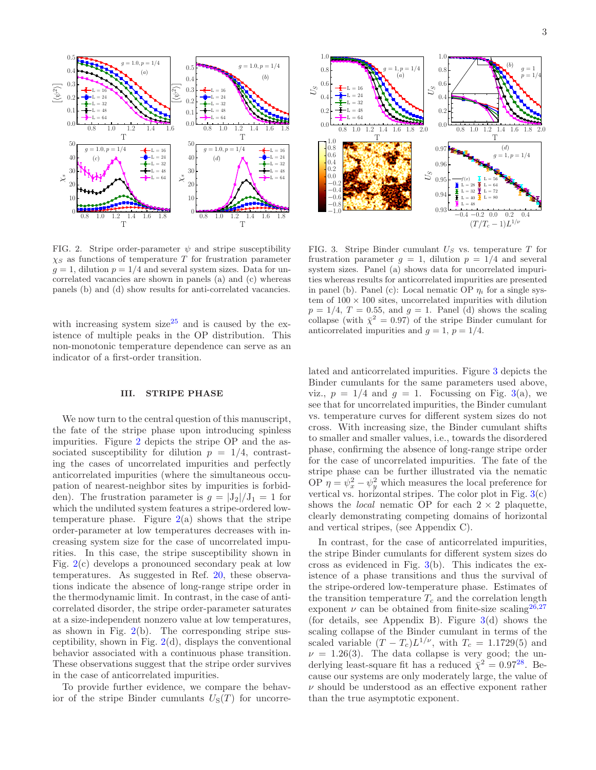FIG. 2. Stripe order-parameter $\psi$ and stripe susceptibility $\chi_S$ as functions of temperature $T$ for frustration parameter $g = 1$, dilution $p = 1/4$ and several system sizes. Data for uncorrelated vacancies are shown in panels (a) and (c) whereas panels (b) and (d) show results for anti-correlated vacancies.

FIG. 3. Stripe Binder cumulant $U_S$ vs. temperature $T$ for frustration parameter $g = 1$, dilution $p = 1/4$ and several system sizes. Panel (a) shows data for uncorrelated impurities whereas results for anticorrelated impurities are presented in panel (b). Panel (c): Local nematic OP $\eta_i$ for a single system of $100 \times 100$ sites, uncorrelated impurities with dilution $p = 1/4$, $T = 0.55$, and $g = 1$. Panel (d) shows the scaling collapse (with $\bar{\chi}^2 = 0.97$) of the stripe Binder cumulant for anticorrelated impurities and $g = 1$, $p = 1/4$.

with increasing system size[25] and is caused by the existence of multiple peaks in the OP distribution. This non-monotonic temperature dependence can serve as an indicator of a first-order transition.

## III. STRIPE PHASE

We now turn to the central question of this manuscript, the fate of the stripe phase upon introducing spinless impurities. Figure 2 depicts the stripe OP and the associated susceptibility for dilution $p = 1/4$, contrasting the cases of uncorrelated impurities and perfectly anticorrelated impurities (where the simultaneous occupation of nearest-neighbor sites by impurities is forbidden). The frustration parameter is $g = |J_2|/J_1 = 1$ for which the undiluted system features a stripe-ordered low-temperature phase. Figure 2(a) shows that the stripe order-parameter at low temperatures decreases with increasing system size for the case of uncorrelated impurities. In this case, the stripe susceptibility shown in Fig. 2(c) develops a pronounced secondary peak at low temperatures. As suggested in Ref. 20, these observations indicate the absence of long-range stripe order in the thermodynamic limit. In contrast, in the case of anticorrelated disorder, the stripe order-parameter saturates at a size-independent nonzero value at low temperatures, as shown in Fig. 2(b). The corresponding stripe susceptibility, shown in Fig. 2(d), displays the conventional behavior associated with a continuous phase transition. These observations suggest that the stripe order survives in the case of anticorrelated impurities.

To provide further evidence, we compare the behavior of the stripe Binder cumulants $U_S(T)$ for uncorrelated and anticorrelated impurities. Figure 3 depicts the Binder cumulants for the same parameters used above, viz., $p = 1/4$ and $g = 1$. Focussing on Fig. 3(a), we see that for uncorrelated impurities, the Binder cumulant vs. temperature curves for different system sizes do not cross. With increasing size, the Binder cumulant shifts to smaller and smaller values, i.e., towards the disordered phase, confirming the absence of long-range stripe order for the case of uncorrelated impurities. The fate of the stripe phase can be further illustrated via the nematic OP $\eta = \psi_x^2 - \psi_y^2$ which measures the local preference for vertical vs. horizontal stripes. The color plot in Fig. 3(c) shows the *local* nematic OP for each $2 \times 2$ plaquette, clearly demonstrating competing domains of horizontal and vertical stripes, (see Appendix C).

In contrast, for the case of anticorrelated impurities, the stripe Binder cumulants for different system sizes do cross as evidenced in Fig. 3(b). This indicates the existence of a phase transitions and thus the survival of the stripe-ordered low-temperature phase. Estimates of the transition temperature $T_c$ and the correlation length exponent $\nu$ can be obtained from finite-size scaling[26,27] (for details, see Appendix B). Figure 3(d) shows the scaling collapse of the Binder cumulant in terms of the scaled variable $(T - T_c)L^{1/\nu}$, with $T_c = 1.1729(5)$ and $\nu = 1.26(3)$. The data collapse is very good; the underlying least-square fit has a reduced $\bar{\chi}^2 = 0.97$[28]. Because our systems are only moderately large, the value of $\nu$ should be understood as an effective exponent rather than the true asymptotic exponent.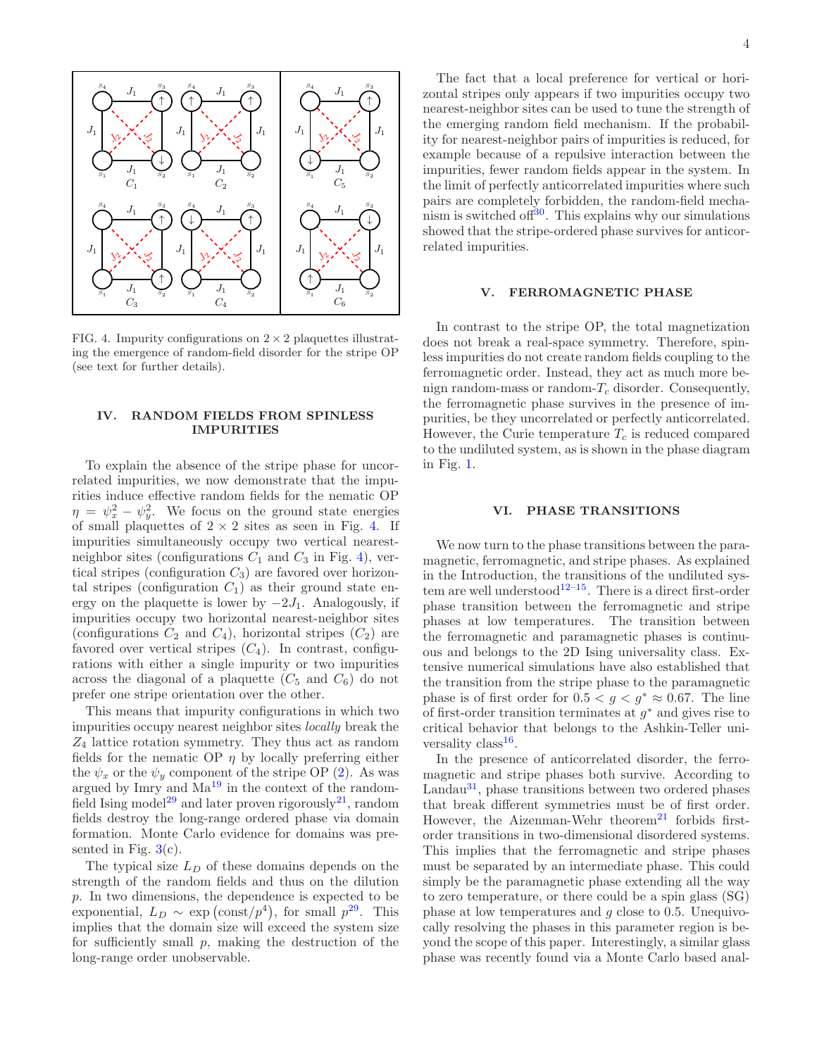FIG. 4. Impurity configurations on $2 \times 2$ plaquettes illustrating the emergence of random-field disorder for the stripe OP (see text for further details).

## IV. RANDOM FIELDS FROM SPINLESS IMPURITIES

To explain the absence of the stripe phase for uncorrelated impurities, we now demonstrate that the impurities induce effective random fields for the nematic OP $\eta = \psi_x^2 - \psi_y^2$. We focus on the ground state energies of small plaquettes of $2 \times 2$ sites as seen in Fig. 4. If impurities simultaneously occupy two vertical nearest-neighbor sites (configurations $C_1$ and $C_3$ in Fig. 4), vertical stripes (configuration $C_3$) are favored over horizontal stripes (configuration $C_1$) as their ground state energy on the plaquette is lower by $-2J_1$. Analogously, if impurities occupy two horizontal nearest-neighbor sites (configurations $C_2$ and $C_4$), horizontal stripes ($C_2$) are favored over vertical stripes ($C_4$). In contrast, configurations with either a single impurity or two impurities across the diagonal of a plaquette ($C_5$ and $C_6$) do not prefer one stripe orientation over the other.

This means that impurity configurations in which two impurities occupy nearest neighbor sites *locally* break the $Z_4$ lattice rotation symmetry. They thus act as random fields for the nematic OP $\eta$ by locally preferring either the $\psi_x$ or the $\psi_y$ component of the stripe OP (2). As was argued by Imry and Ma[19] in the context of the random-field Ising model[29] and later proven rigorously[21], random fields destroy the long-range ordered phase via domain formation. Monte Carlo evidence for domains was presented in Fig. 3(c).

The typical size $L_D$ of these domains depends on the strength of the random fields and thus on the dilution $p$. In two dimensions, the dependence is expected to be exponential, $L_D \sim \exp\left(\text{const}/p^4\right)$, for small $p$[29]. This implies that the domain size will exceed the system size for sufficiently small $p$, making the destruction of the long-range order unobservable.

The fact that a local preference for vertical or horizontal stripes only appears if two impurities occupy two nearest-neighbor sites can be used to tune the strength of the emerging random field mechanism. If the probability for nearest-neighbor pairs of impurities is reduced, for example because of a repulsive interaction between the impurities, fewer random fields appear in the system. In the limit of perfectly anticorrelated impurities where such pairs are completely forbidden, the random-field mechanism is switched off[30]. This explains why our simulations showed that the stripe-ordered phase survives for anticorrelated impurities.

## V. FERROMAGNETIC PHASE

In contrast to the stripe OP, the total magnetization does not break a real-space symmetry. Therefore, spinless impurities do not create random fields coupling to the ferromagnetic order. Instead, they act as much more benign random-mass or random-$T_c$ disorder. Consequently, the ferromagnetic phase survives in the presence of impurities, be they uncorrelated or perfectly anticorrelated. However, the Curie temperature $T_c$ is reduced compared to the undiluted system, as is shown in the phase diagram in Fig. 1.

## VI. PHASE TRANSITIONS

We now turn to the phase transitions between the paramagnetic, ferromagnetic, and stripe phases. As explained in the Introduction, the transitions of the undiluted system are well understood[12–15]. There is a direct first-order phase transition between the ferromagnetic and stripe phases at low temperatures. The transition between the ferromagnetic and paramagnetic phases is continuous and belongs to the 2D Ising universality class. Extensive numerical simulations have also established that the transition from the stripe phase to the paramagnetic phase is of first order for $0.5 < g < g^* \approx 0.67$. The line of first-order transition terminates at $g^*$ and gives rise to critical behavior that belongs to the Ashkin-Teller universality class[16].

In the presence of anticorrelated disorder, the ferromagnetic and stripe phases both survive. According to Landau[31], phase transitions between two ordered phases that break different symmetries must be of first order. However, the Aizenman-Wehr theorem[21] forbids first-order transitions in two-dimensional disordered systems. This implies that the ferromagnetic and stripe phases must be separated by an intermediate phase. This could simply be the paramagnetic phase extending all the way to zero temperature, or there could be a spin glass (SG) phase at low temperatures and $g$ close to 0.5. Unequivocally resolving the phases in this parameter region is beyond the scope of this paper. Interestingly, a similar glass phase was recently found via a Monte Carlo based anal-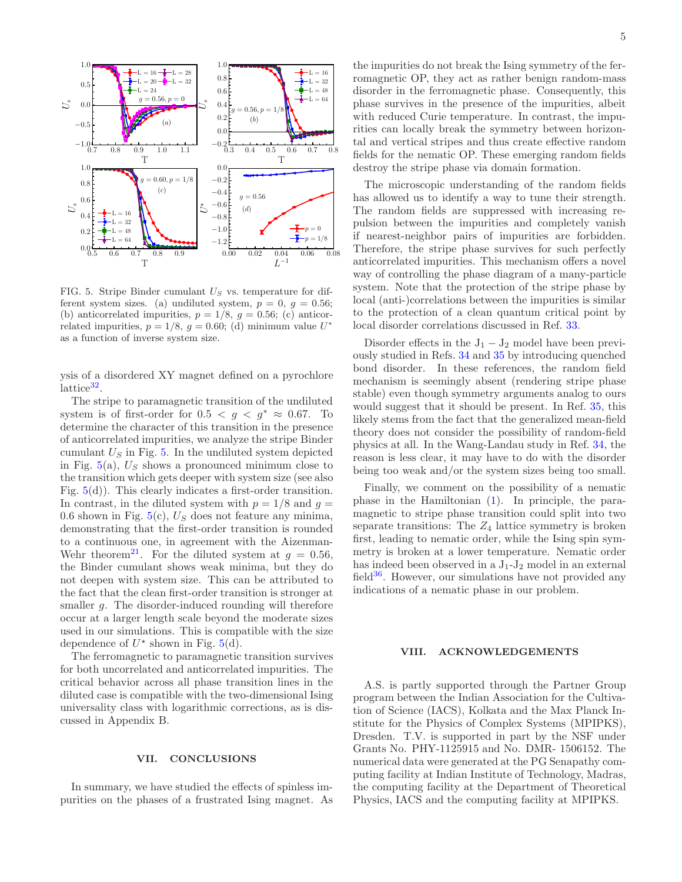1.0
0.5
0.0
−0.5
−1.0
0.7 0.8 0.9 1.0 1.1
T
$U_s$
L = 16
L = 20
L = 24
L = 28
L = 32
$g = 0.56, p = 0$
(a)

1.0
0.8
0.6
0.4
0.2
0.0
−0.2
0.3 0.4 0.5 0.6 0.7 0.8
T
$U_s$
L = 16
L = 32
L = 48
L = 64
$g = 0.56, p = 1/8$
(b)

1.0
0.8
0.6
0.4
0.2
0.0
0.5 0.6 0.7 0.8 0.9
T
$U_s$
L = 16
L = 32
L = 48
L = 64
$g = 0.60, p = 1/8$
(c)

0.0
−0.2
−0.4
−0.6
−0.8
−1.0
−1.2
0.00 0.02 0.04 0.06 0.08
$L^{-1}$
$U^\star$
$g = 0.56$
(d)
$p = 0$
$p = 1/8$

FIG. 5. Stripe Binder cumulant $U_S$ vs. temperature for different system sizes. (a) undiluted system, $p = 0$, $g = 0.56$; (b) anticorrelated impurities, $p = 1/8$, $g = 0.56$; (c) anticorrelated impurities, $p = 1/8$, $g = 0.60$; (d) minimum value $U^*$ as a function of inverse system size.

ysis of a disordered XY magnet defined on a pyrochlore lattice[32].

The stripe to paramagnetic transition of the undiluted system is of first-order for $0.5 < g < g^* \approx 0.67$. To determine the character of this transition in the presence of anticorrelated impurities, we analyze the stripe Binder cumulant $U_S$ in Fig. 5. In the undiluted system depicted in Fig. 5(a), $U_S$ shows a pronounced minimum close to the transition which gets deeper with system size (see also Fig. 5(d)). This clearly indicates a first-order transition. In contrast, in the diluted system with $p = 1/8$ and $g = 0.6$ shown in Fig. 5(c), $U_S$ does not feature any minima, demonstrating that the first-order transition is rounded to a continuous one, in agreement with the Aizenman-Wehr theorem[21]. For the diluted system at $g = 0.56$, the Binder cumulant shows weak minima, but they do not deepen with system size. This can be attributed to the fact that the clean first-order transition is stronger at smaller $g$. The disorder-induced rounding will therefore occur at a larger length scale beyond the moderate sizes used in our simulations. This is compatible with the size dependence of $U^\star$ shown in Fig. 5(d).

The ferromagnetic to paramagnetic transition survives for both uncorrelated and anticorrelated impurities. The critical behavior across all phase transition lines in the diluted case is compatible with the two-dimensional Ising universality class with logarithmic corrections, as is discussed in Appendix B.

## VII. CONCLUSIONS

In summary, we have studied the effects of spinless impurities on the phases of a frustrated Ising magnet. As the impurities do not break the Ising symmetry of the ferromagnetic OP, they act as rather benign random-mass disorder in the ferromagnetic phase. Consequently, this phase survives in the presence of the impurities, albeit with reduced Curie temperature. In contrast, the impurities can locally break the symmetry between horizontal and vertical stripes and thus create effective random fields for the nematic OP. These emerging random fields destroy the stripe phase via domain formation.

The microscopic understanding of the random fields has allowed us to identify a way to tune their strength. The random fields are suppressed with increasing repulsion between the impurities and completely vanish if nearest-neighbor pairs of impurities are forbidden. Therefore, the stripe phase survives for such perfectly anticorrelated impurities. This mechanism offers a novel way of controlling the phase diagram of a many-particle system. Note that the protection of the stripe phase by local (anti-)correlations between the impurities is similar to the protection of a clean quantum critical point by local disorder correlations discussed in Ref. 33.

Disorder effects in the $J_1 - J_2$ model have been previously studied in Refs. 34 and 35 by introducing quenched bond disorder. In these references, the random field mechanism is seemingly absent (rendering stripe phase stable) even though symmetry arguments analog to ours would suggest that it should be present. In Ref. 35, this likely stems from the fact that the generalized mean-field theory does not consider the possibility of random-field physics at all. In the Wang-Landau study in Ref. 34, the reason is less clear, it may have to do with the disorder being too weak and/or the system sizes being too small.

Finally, we comment on the possibility of a nematic phase in the Hamiltonian (1). In principle, the paramagnetic to stripe phase transition could split into two separate transitions: The $Z_4$ lattice symmetry is broken first, leading to nematic order, while the Ising spin symmetry is broken at a lower temperature. Nematic order has indeed been observed in a $J_1$-$J_2$ model in an external field[36]. However, our simulations have not provided any indications of a nematic phase in our problem.

## VIII. ACKNOWLEDGEMENTS

A.S. is partly supported through the Partner Group program between the Indian Association for the Cultivation of Science (IACS), Kolkata and the Max Planck Institute for the Physics of Complex Systems (MPIPKS), Dresden. T.V. is supported in part by the NSF under Grants No. PHY-1125915 and No. DMR- 1506152. The numerical data were generated at the PG Senapathy computing facility at Indian Institute of Technology, Madras, the computing facility at the Department of Theoretical Physics, IACS and the computing facility at MPIPKS.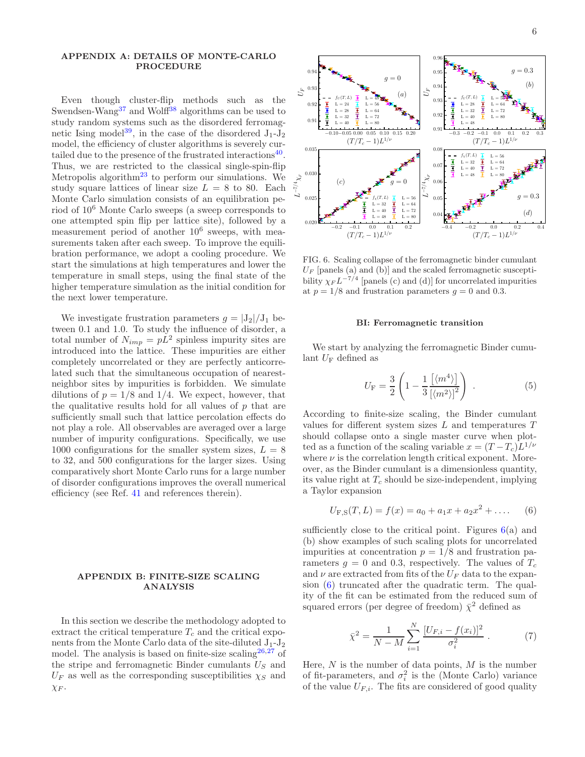## APPENDIX A: DETAILS OF MONTE-CARLO PROCEDURE

Even though cluster-flip methods such as the Swendsen-Wang[37] and Wolff[38] algorithms can be used to study random systems such as the disordered ferromagnetic Ising model[39], in the case of the disordered $J_1$-$J_2$ model, the efficiency of cluster algorithms is severely curtailed due to the presence of the frustrated interactions[40]. Thus, we are restricted to the classical single-spin-flip Metropolis algorithm[23] to perform our simulations. We study square lattices of linear size $L = 8$ to 80. Each Monte Carlo simulation consists of an equilibration period of $10^6$ Monte Carlo sweeps (a sweep corresponds to one attempted spin flip per lattice site), followed by a measurement period of another $10^6$ sweeps, with measurements taken after each sweep. To improve the equilibration performance, we adopt a cooling procedure. We start the simulations at high temperatures and lower the temperature in small steps, using the final state of the higher temperature simulation as the initial condition for the next lower temperature.

We investigate frustration parameters $g = |J_2|/J_1$ between 0.1 and 1.0. To study the influence of disorder, a total number of $N_{imp} = pL^2$ spinless impurity sites are introduced into the lattice. These impurities are either completely uncorrelated or they are perfectly anticorrelated such that the simultaneous occupation of nearest-neighbor sites by impurities is forbidden. We simulate dilutions of $p = 1/8$ and $1/4$. We expect, however, that the qualitative results hold for all values of $p$ that are sufficiently small such that lattice percolation effects do not play a role. All observables are averaged over a large number of impurity configurations. Specifically, we use 1000 configurations for the smaller system sizes, $L = 8$ to 32, and 500 configurations for the larger sizes. Using comparatively short Monte Carlo runs for a large number of disorder configurations improves the overall numerical efficiency (see Ref. 41 and references therein).

## APPENDIX B: FINITE-SIZE SCALING ANALYSIS

In this section we describe the methodology adopted to extract the critical temperature $T_c$ and the critical exponents from the Monte Carlo data of the site-diluted $J_1$-$J_2$ model. The analysis is based on finite-size scaling[26,27] of the stripe and ferromagnetic Binder cumulants $U_S$ and $U_F$ as well as the corresponding susceptibilities $\chi_S$ and $\chi_F$.

FIG. 6. Scaling collapse of the ferromagnetic binder cumulant $U_F$ [panels (a) and (b)] and the scaled ferromagnetic susceptibility $\chi_F L^{-7/4}$ [panels (c) and (d)] for uncorrelated impurities at $p = 1/8$ and frustration parameters $g = 0$ and 0.3.

### BI: Ferromagnetic transition

We start by analyzing the ferromagnetic Binder cumulant $U_\mathrm{F}$ defined as

$$U_\mathrm{F} = \frac{3}{2}\left(1 - \frac{1}{3}\frac{\left[\langle m^4\rangle\right]}{\left[\langle m^2\rangle\right]^2}\right) \ . \tag{5}$$

According to finite-size scaling, the Binder cumulant values for different system sizes $L$ and temperatures $T$ should collapse onto a single master curve when plotted as a function of the scaling variable $x = (T - T_c)L^{1/\nu}$ where $\nu$ is the correlation length critical exponent. Moreover, as the Binder cumulant is a dimensionless quantity, its value right at $T_c$ should be size-independent, implying a Taylor expansion

$$U_\mathrm{F,S}(T, L) = f(x) = a_0 + a_1 x + a_2 x^2 + \ldots . \tag{6}$$

sufficiently close to the critical point. Figures 6(a) and (b) show examples of such scaling plots for uncorrelated impurities at concentration $p = 1/8$ and frustration parameters $g = 0$ and 0.3, respectively. The values of $T_c$ and $\nu$ are extracted from fits of the $U_F$ data to the expansion (6) truncated after the quadratic term. The quality of the fit can be estimated from the reduced sum of squared errors (per degree of freedom) $\bar{\chi}^2$ defined as

$$\bar{\chi}^2 = \frac{1}{N - M}\sum_{i=1}^{N}\frac{\left[U_{F,i} - f(x_i)\right]^2}{\sigma_i^2} \ . \tag{7}$$

Here, $N$ is the number of data points, $M$ is the number of fit-parameters, and $\sigma_i^2$ is the (Monte Carlo) variance of the value $U_{F,i}$. The fits are considered of good quality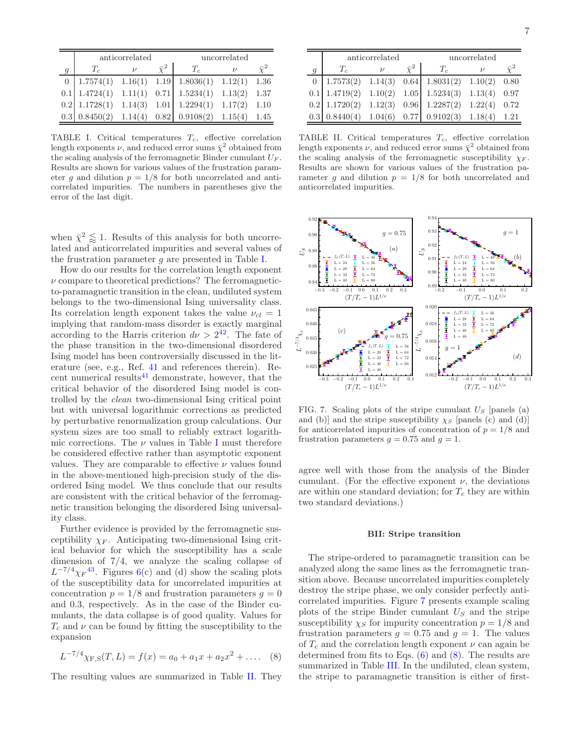| $g$ | anticorrelated | | | uncorrelated | | |
|---|---|---|---|---|---|---|
| | $T_c$ | $\nu$ | $\bar{\chi}^2$ | $T_c$ | $\nu$ | $\bar{\chi}^2$ |
| 0 | 1.7574(1) | 1.16(1) | 1.19 | 1.8036(1) | 1.12(1) | 1.36 |
| 0.1 | 1.4724(1) | 1.11(1) | 0.71 | 1.5234(1) | 1.13(2) | 1.37 |
| 0.2 | 1.1728(1) | 1.14(3) | 1.01 | 1.2294(1) | 1.17(2) | 1.10 |
| 0.3 | 0.8450(2) | 1.14(4) | 0.82 | 0.9108(2) | 1.15(4) | 1.45 |

TABLE I. Critical temperatures $T_c$, effective correlation length exponents $\nu$, and reduced error sums $\bar{\chi}^2$ obtained from the scaling analysis of the ferromagnetic Binder cumulant $U_F$. Results are shown for various values of the frustration parameter $g$ and dilution $p = 1/8$ for both uncorrelated and anticorrelated impurities. The numbers in parentheses give the error of the last digit.

when $\bar{\chi}^2 \lessapprox 1$. Results of this analysis for both uncorrelated and anticorrelated impurities and several values of the frustration parameter $g$ are presented in Table I.

How do our results for the correlation length exponent $\nu$ compare to theoretical predictions? The ferromagnetic-to-paramagnetic transition in the clean, undiluted system belongs to the two-dimensional Ising universality class. Its correlation length exponent takes the value $\nu_{cl} = 1$ implying that random-mass disorder is exactly marginal according to the Harris criterion $d\nu > 2$[42]. The fate of the phase transition in the two-dimensional disordered Ising model has been controversially discussed in the literature (see, e.g., Ref. 41 and references therein). Recent numerical results[41] demonstrate, however, that the critical behavior of the disordered Ising model is controlled by the *clean* two-dimensional Ising critical point but with universal logarithmic corrections as predicted by perturbative renormalization group calculations. Our system sizes are too small to reliably extract logarithmic corrections. The $\nu$ values in Table I must therefore be considered effective rather than asymptotic exponent values. They are comparable to effective $\nu$ values found in the above-mentioned high-precision study of the disordered Ising model. We thus conclude that our results are consistent with the critical behavior of the ferromagnetic transition belonging the disordered Ising universality class.

Further evidence is provided by the ferromagnetic susceptibility $\chi_F$. Anticipating two-dimensional Ising critical behavior for which the susceptibility has a scale dimension of 7/4, we analyze the scaling collapse of $L^{-7/4}\chi_F$[43]. Figures 6(c) and (d) show the scaling plots of the susceptibility data for uncorrelated impurities at concentration $p = 1/8$ and frustration parameters $g = 0$ and 0.3, respectively. As in the case of the Binder cumulants, the data collapse is of good quality. Values for $T_c$ and $\nu$ can be found by fitting the susceptibility to the expansion

$$L^{-7/4}\chi_{\mathrm{F,S}}(T, L) = f(x) = a_0 + a_1 x + a_2 x^2 + \dots . \quad (8)$$

The resulting values are summarized in Table II. They agree well with those from the analysis of the Binder cumulant. (For the effective exponent $\nu$, the deviations are within one standard deviation; for $T_c$ they are within two standard deviations.)

| $g$ | anticorrelated | | | uncorrelated | | |
|---|---|---|---|---|---|---|
| | $T_c$ | $\nu$ | $\bar{\chi}^2$ | $T_c$ | $\nu$ | $\bar{\chi}^2$ |
| 0 | 1.7573(2) | 1.14(3) | 0.64 | 1.8031(2) | 1.10(2) | 0.80 |
| 0.1 | 1.4719(2) | 1.10(2) | 1.05 | 1.5234(3) | 1.13(4) | 0.97 |
| 0.2 | 1.1720(2) | 1.12(3) | 0.96 | 1.2287(2) | 1.22(4) | 0.72 |
| 0.3 | 0.8440(4) | 1.04(6) | 0.77 | 0.9102(3) | 1.18(4) | 1.21 |

TABLE II. Critical temperatures $T_c$, effective correlation length exponents $\nu$, and reduced error sums $\bar{\chi}^2$ obtained from the scaling analysis of the ferromagnetic susceptibility $\chi_F$. Results are shown for various values of the frustration parameter $g$ and dilution $p = 1/8$ for both uncorrelated and anticorrelated impurities.

FIG. 7. Scaling plots of the stripe cumulant $U_S$ [panels (a) and (b)] and the stripe susceptibility $\chi_S$ [panels (c) and (d)] for anticorrelated impurities of concentration of $p = 1/8$ and frustration parameters $g = 0.75$ and $g = 1$.

### BII: Stripe transition

The stripe-ordered to paramagnetic transition can be analyzed along the same lines as the ferromagnetic transition above. Because uncorrelated impurities completely destroy the stripe phase, we only consider perfectly anticorrelated impurities. Figure 7 presents example scaling plots of the stripe Binder cumulant $U_S$ and the stripe susceptibility $\chi_S$ for impurity concentration $p = 1/8$ and frustration parameters $g = 0.75$ and $g = 1$. The values of $T_c$ and the correlation length exponent $\nu$ can again be determined from fits to Eqs. (6) and (8). The results are summarized in Table III. In the undiluted, clean system, the stripe to paramagnetic transition is either of first-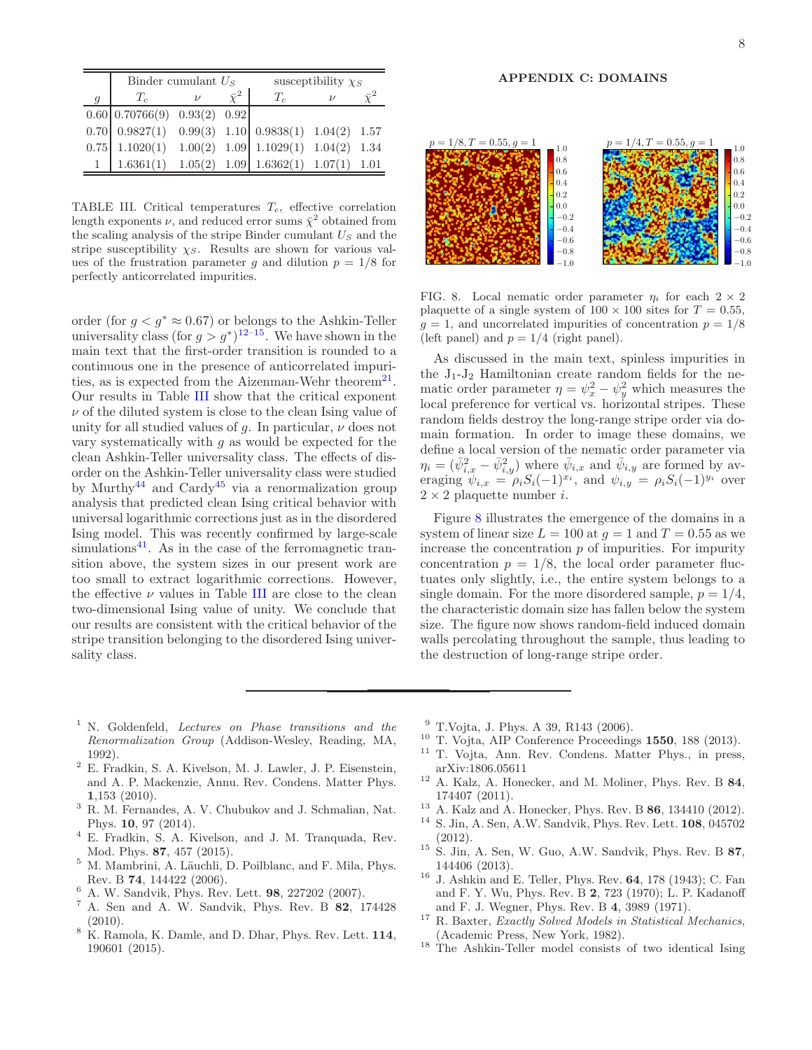| | Binder cumulant $U_S$ | | | susceptibility $\chi_S$ | | |
|---|---|---|---|---|---|---|
| $g$ | $T_c$ | $\nu$ | $\bar{\chi}^2$ | $T_c$ | $\nu$ | $\bar{\chi}^2$ |
| 0.60 | 0.70766(9) | 0.93(2) | 0.92 | | | |
| 0.70 | 0.9827(1) | 0.99(3) | 1.10 | 0.9838(1) | 1.04(2) | 1.57 |
| 0.75 | 1.1020(1) | 1.00(2) | 1.09 | 1.1029(1) | 1.04(2) | 1.34 |
| 1 | 1.6361(1) | 1.05(2) | 1.09 | 1.6362(1) | 1.07(1) | 1.01 |

TABLE III. Critical temperatures $T_c$, effective correlation length exponents $\nu$, and reduced error sums $\bar{\chi}^2$ obtained from the scaling analysis of the stripe Binder cumulant $U_S$ and the stripe susceptibility $\chi_S$. Results are shown for various values of the frustration parameter $g$ and dilution $p = 1/8$ for perfectly anticorrelated impurities.

order (for $g < g^* \approx 0.67$) or belongs to the Ashkin-Teller universality class (for $g > g^*$)[12–15]. We have shown in the main text that the first-order transition is rounded to a continuous one in the presence of anticorrelated impurities, as is expected from the Aizenman-Wehr theorem[21]. Our results in Table III show that the critical exponent $\nu$ of the diluted system is close to the clean Ising value of unity for all studied values of $g$. In particular, $\nu$ does not vary systematically with $g$ as would be expected for the clean Ashkin-Teller universality class. The effects of disorder on the Ashkin-Teller universality class were studied by Murthy[44] and Cardy[45] via a renormalization group analysis that predicted clean Ising critical behavior with universal logarithmic corrections just as in the disordered Ising model. This was recently confirmed by large-scale simulations[41]. As in the case of the ferromagnetic transition above, the system sizes in our present work are too small to extract logarithmic corrections. However, the effective $\nu$ values in Table III are close to the clean two-dimensional Ising value of unity. We conclude that our results are consistent with the critical behavior of the stripe transition belonging to the disordered Ising universality class.

## APPENDIX C: DOMAINS

FIG. 8. Local nematic order parameter $\eta_i$ for each $2 \times 2$ plaquette of a single system of $100 \times 100$ sites for $T = 0.55$, $g = 1$, and uncorrelated impurities of concentration $p = 1/8$ (left panel) and $p = 1/4$ (right panel).

As discussed in the main text, spinless impurities in the J$_1$-J$_2$ Hamiltonian create random fields for the nematic order parameter $\eta = \psi_x^2 - \psi_y^2$ which measures the local preference for vertical vs. horizontal stripes. These random fields destroy the long-range stripe order via domain formation. In order to image these domains, we define a local version of the nematic order parameter via $\eta_i = (\bar{\psi}_{i,x}^2 - \bar{\psi}_{i,y}^2)$ where $\bar{\psi}_{i,x}$ and $\bar{\psi}_{i,y}$ are formed by averaging $\psi_{i,x} = \rho_i S_i (-1)^{x_i}$, and $\psi_{i,y} = \rho_i S_i (-1)^{y_i}$ over $2 \times 2$ plaquette number $i$.

Figure 8 illustrates the emergence of the domains in a system of linear size $L = 100$ at $g = 1$ and $T = 0.55$ as we increase the concentration $p$ of impurities. For impurity concentration $p = 1/8$, the local order parameter fluctuates only slightly, i.e., the entire system belongs to a single domain. For the more disordered sample, $p = 1/4$, the characteristic domain size has fallen below the system size. The figure now shows random-field induced domain walls percolating throughout the sample, thus leading to the destruction of long-range stripe order.

---

1. N. Goldenfeld, *Lectures on Phase transitions and the Renormalization Group* (Addison-Wesley, Reading, MA, 1992).
2. E. Fradkin, S. A. Kivelson, M. J. Lawler, J. P. Eisenstein, and A. P. Mackenzie, Annu. Rev. Condens. Matter Phys. **1**,153 (2010).
3. R. M. Fernandes, A. V. Chubukov and J. Schmalian, Nat. Phys. **10**, 97 (2014).
4. E. Fradkin, S. A. Kivelson, and J. M. Tranquada, Rev. Mod. Phys. **87**, 457 (2015).
5. M. Mambrini, A. Läuchli, D. Poilblanc, and F. Mila, Phys. Rev. B **74**, 144422 (2006).
6. A. W. Sandvik, Phys. Rev. Lett. **98**, 227202 (2007).
7. A. Sen and A. W. Sandvik, Phys. Rev. B **82**, 174428 (2010).
8. K. Ramola, K. Damle, and D. Dhar, Phys. Rev. Lett. **114**, 190601 (2015).
9. T.Vojta, J. Phys. A 39, R143 (2006).
10. T. Vojta, AIP Conference Proceedings **1550**, 188 (2013).
11. T. Vojta, Ann. Rev. Condens. Matter Phys., in press, arXiv:1806.05611
12. A. Kalz, A. Honecker, and M. Moliner, Phys. Rev. B **84**, 174407 (2011).
13. A. Kalz and A. Honecker, Phys. Rev. B **86**, 134410 (2012).
14. S. Jin, A. Sen, A.W. Sandvik, Phys. Rev. Lett. **108**, 045702 (2012).
15. S. Jin, A. Sen, W. Guo, A.W. Sandvik, Phys. Rev. B **87**, 144406 (2013).
16. J. Ashkin and E. Teller, Phys. Rev. **64**, 178 (1943); C. Fan and F. Y. Wu, Phys. Rev. B **2**, 723 (1970); L. P. Kadanoff and F. J. Wegner, Phys. Rev. B **4**, 3989 (1971).
17. R. Baxter, *Exactly Solved Models in Statistical Mechanics*, (Academic Press, New York, 1982).
18. The Ashkin-Teller model consists of two identical Ising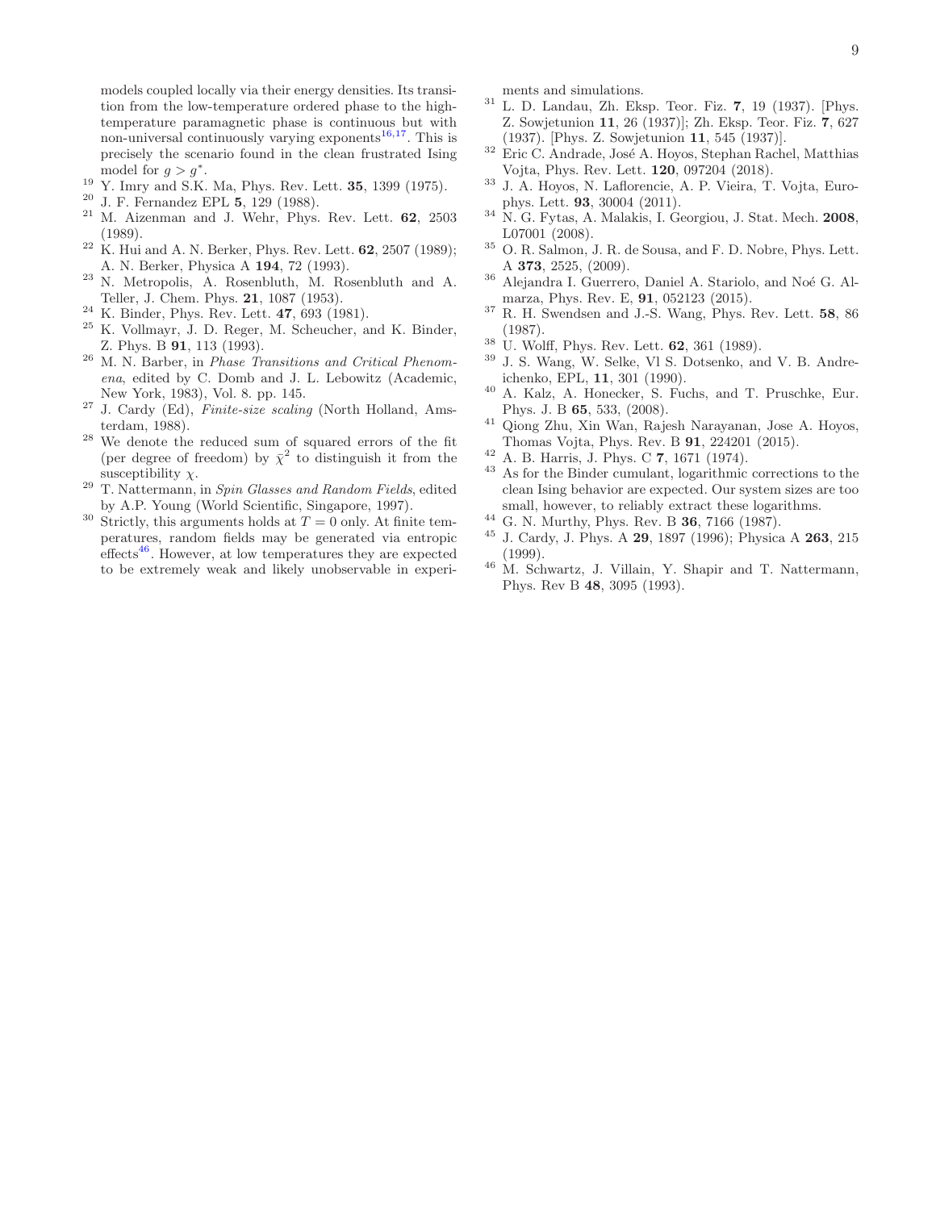models coupled locally via their energy densities. Its transition from the low-temperature ordered phase to the high-temperature paramagnetic phase is continuous but with non-universal continuously varying exponents[16,17]. This is precisely the scenario found in the clean frustrated Ising model for $g > g^*$.

[19] Y. Imry and S.K. Ma, Phys. Rev. Lett. **35**, 1399 (1975).

[20] J. F. Fernandez EPL **5**, 129 (1988).

[21] M. Aizenman and J. Wehr, Phys. Rev. Lett. **62**, 2503 (1989).

[22] K. Hui and A. N. Berker, Phys. Rev. Lett. **62**, 2507 (1989); A. N. Berker, Physica A **194**, 72 (1993).

[23] N. Metropolis, A. Rosenbluth, M. Rosenbluth and A. Teller, J. Chem. Phys. **21**, 1087 (1953).

[24] K. Binder, Phys. Rev. Lett. **47**, 693 (1981).

[25] K. Vollmayr, J. D. Reger, M. Scheucher, and K. Binder, Z. Phys. B **91**, 113 (1993).

[26] M. N. Barber, in *Phase Transitions and Critical Phenomena*, edited by C. Domb and J. L. Lebowitz (Academic, New York, 1983), Vol. 8. pp. 145.

[27] J. Cardy (Ed), *Finite-size scaling* (North Holland, Amsterdam, 1988).

[28] We denote the reduced sum of squared errors of the fit (per degree of freedom) by $\bar{\chi}^2$ to distinguish it from the susceptibility $\chi$.

[29] T. Nattermann, in *Spin Glasses and Random Fields*, edited by A.P. Young (World Scientific, Singapore, 1997).

[30] Strictly, this arguments holds at $T = 0$ only. At finite temperatures, random fields may be generated via entropic effects[46]. However, at low temperatures they are expected to be extremely weak and likely unobservable in experiments and simulations.

[31] L. D. Landau, Zh. Eksp. Teor. Fiz. **7**, 19 (1937). [Phys. Z. Sowjetunion **11**, 26 (1937)]; Zh. Eksp. Teor. Fiz. **7**, 627 (1937). [Phys. Z. Sowjetunion **11**, 545 (1937)].

[32] Eric C. Andrade, José A. Hoyos, Stephan Rachel, Matthias Vojta, Phys. Rev. Lett. **120**, 097204 (2018).

[33] J. A. Hoyos, N. Laflorencie, A. P. Vieira, T. Vojta, Europhys. Lett. **93**, 30004 (2011).

[34] N. G. Fytas, A. Malakis, I. Georgiou, J. Stat. Mech. **2008**, L07001 (2008).

[35] O. R. Salmon, J. R. de Sousa, and F. D. Nobre, Phys. Lett. A **373**, 2525, (2009).

[36] Alejandra I. Guerrero, Daniel A. Stariolo, and Noé G. Almarza, Phys. Rev. E, **91**, 052123 (2015).

[37] R. H. Swendsen and J.-S. Wang, Phys. Rev. Lett. **58**, 86 (1987).

[38] U. Wolff, Phys. Rev. Lett. **62**, 361 (1989).

[39] J. S. Wang, W. Selke, Vl S. Dotsenko, and V. B. Andreichenko, EPL, **11**, 301 (1990).

[40] A. Kalz, A. Honecker, S. Fuchs, and T. Pruschke, Eur. Phys. J. B **65**, 533, (2008).

[41] Qiong Zhu, Xin Wan, Rajesh Narayanan, Jose A. Hoyos, Thomas Vojta, Phys. Rev. B **91**, 224201 (2015).

[42] A. B. Harris, J. Phys. C **7**, 1671 (1974).

[43] As for the Binder cumulant, logarithmic corrections to the clean Ising behavior are expected. Our system sizes are too small, however, to reliably extract these logarithms.

[44] G. N. Murthy, Phys. Rev. B **36**, 7166 (1987).

[45] J. Cardy, J. Phys. A **29**, 1897 (1996); Physica A **263**, 215 (1999).

[46] M. Schwartz, J. Villain, Y. Shapir and T. Nattermann, Phys. Rev B **48**, 3095 (1993).